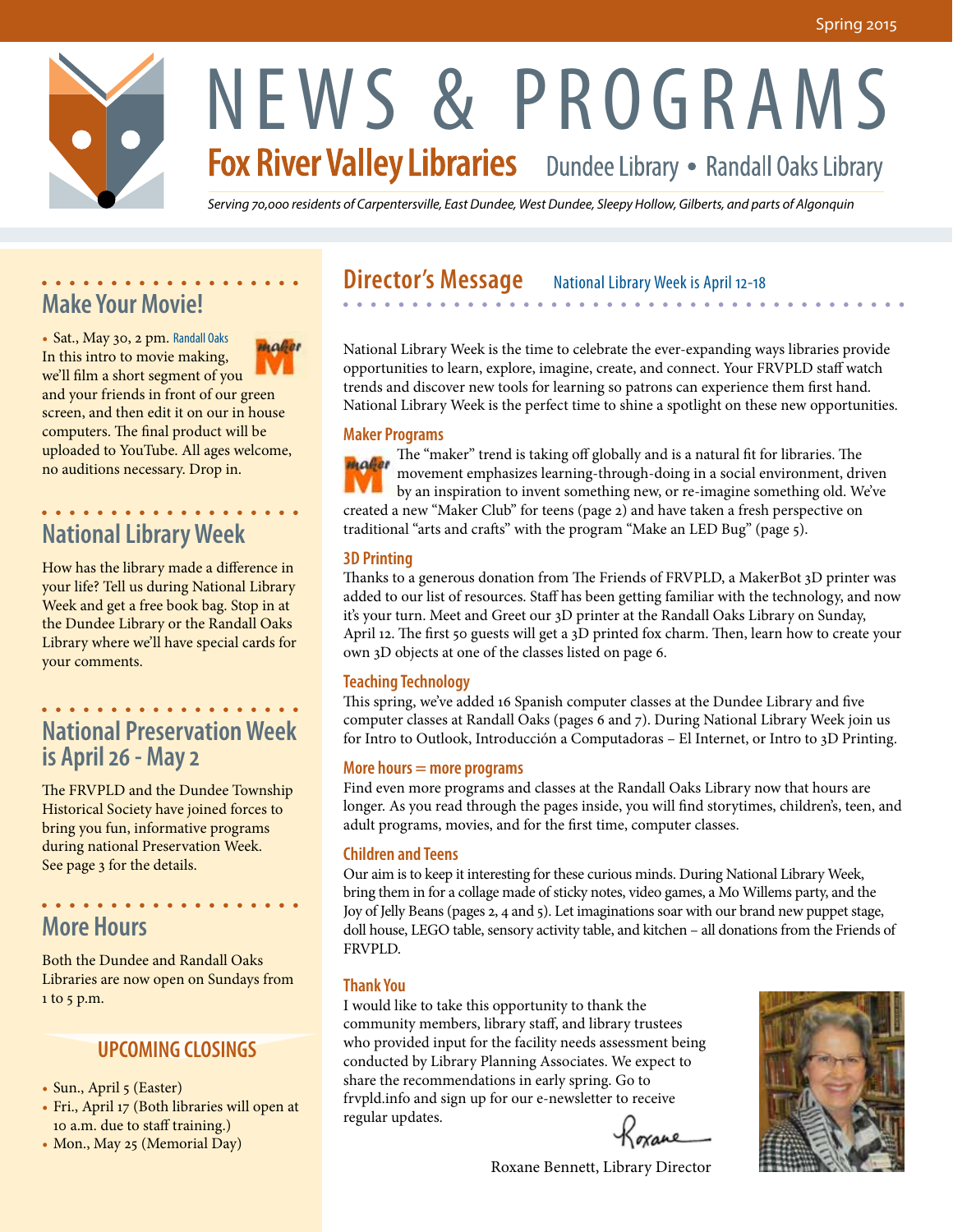Spring 2015

# NEWS & PROGRAMS

## Fox River Valley Libraries

Dundee Library • Randall Oaks Library

*Serving 70,000 residents of Carpentersville, East Dundee, West Dundee, Sleepy Hollow, Gilberts, and parts of Algonquin*

## Make Your Movie!

- Sat., May 30, 2 pm. Randall Oaks

In this intro to movie making, we'll film a short segment of you and your friends in front of our green screen, and then edit it on our in house computers. The final product will be uploaded to YouTube. All ages welcome, no auditions necessary. Drop in.

## National Library Week

How has the library made a difference in your life? Tell us during National Library Week and get a free book bag. Stop in at the Dundee Library or the Randall Oaks Library where we'll have special cards for your comments.

## National Preservation Week is April 26 - May 2

The FRVPLD and the Dundee Township Historical Society have joined forces to bring you fun, informative programs during national Preservation Week. See page 3 for the details.

## More Hours

Both the Dundee and Randall Oaks Libraries are now open on Sundays from 1 to 5 p.m.

### UPCOMING CLOSINGS

- Sun., April 5 (Easter)
- Fri., April 17 (Both libraries will open at 10 a.m. due to staff training.)
- Mon., May 25 (Memorial Day)

## Director's Message

National Library Week is April 12-18

National Library Week is the time to celebrate the ever-expanding ways libraries provide opportunities to learn, explore, imagine, create, and connect. Your FRVPLD staff watch trends and discover new tools for learning so patrons can experience them first hand. National Library Week is the perfect time to shine a spotlight on these new opportunities.

### Maker Programs

The "maker" trend is taking off globally and is a natural fit for libraries. The movement emphasizes learning-through-doing in a social environment, driven by an inspiration to invent something new, or re-imagine something old. We've created a new "Maker Club" for teens (page 2) and have taken a fresh perspective on traditional "arts and crafts" with the program "Make an LED Bug" (page 5).

### 3D Printing

Thanks to a generous donation from The Friends of FRVPLD, a MakerBot 3D printer was added to our list of resources. Staff has been getting familiar with the technology, and now it's your turn. Meet and Greet our 3D printer at the Randall Oaks Library on Sunday, April 12. The first 50 guests will get a 3D printed fox charm. Then, learn how to create your own 3D objects at one of the classes listed on page 6.

### Teaching Technology

This spring, we've added 16 Spanish computer classes at the Dundee Library and five computer classes at Randall Oaks (pages 6 and 7). During National Library Week join us for Intro to Outlook, Introducción a Computadoras – El Internet, or Intro to 3D Printing.

### More hours = more programs

Find even more programs and classes at the Randall Oaks Library now that hours are longer. As you read through the pages inside, you will find storytimes, children's, teen, and adult programs, movies, and for the first time, computer classes.

### Children and Teens

Our aim is to keep it interesting for these curious minds. During National Library Week, bring them in for a collage made of sticky notes, video games, a Mo Willems party, and the Joy of Jelly Beans (pages 2, 4 and 5). Let imaginations soar with our brand new puppet stage, doll house, LEGO table, sensory activity table, and kitchen – all donations from the Friends of FRVPLD.

### Thank You

I would like to take this opportunity to thank the community members, library staff, and library trustees who provided input for the facility needs assessment being conducted by Library Planning Associates. We expect to share the recommendations in early spring. Go to frvpld.info and sign up for our e-newsletter to receive regular updates.

Roxane

Roxane Bennett, Library Director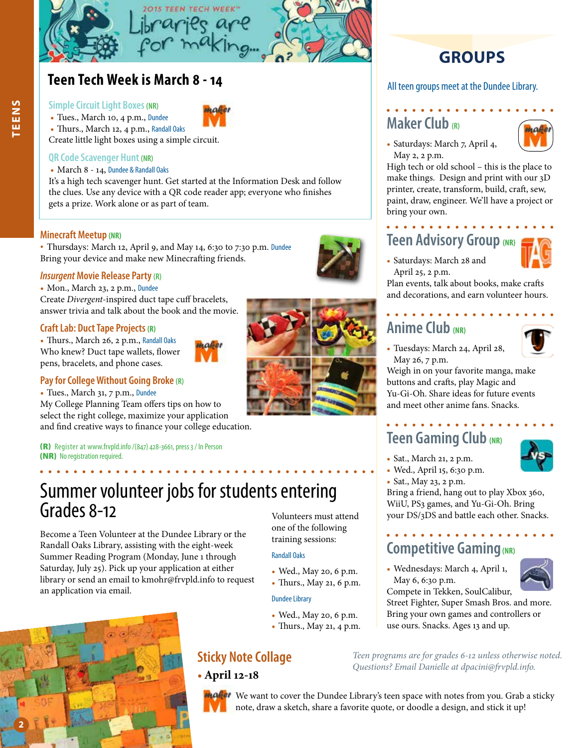TEENS

2015 TEEN TECH WEEK™ Libraries are for making...

## Teen Tech Week is March 8 - 14

### Simple Circuit Light Boxes (NR)

- Tues., March 10, 4 p.m., Dundee
- Thurs., March 12, 4 p.m., Randall Oaks

Create little light boxes using a simple circuit.

### QR Code Scavenger Hunt (NR)

- March 8 - 14, Dundee & Randall Oaks

It's a high tech scavenger hunt. Get started at the Information Desk and follow the clues. Use any device with a QR code reader app; everyone who finishes gets a prize. Work alone or as part of team.

### Minecraft Meetup (NR)

- Thursdays: March 12, April 9, and May 14, 6:30 to 7:30 p.m. Dundee

Bring your device and make new Minecrafting friends.

### *Insurgent* Movie Release Party (R)

- Mon., March 23, 2 p.m., Dundee

Create *Divergent*-inspired duct tape cuff bracelets, answer trivia and talk about the book and the movie.

### Craft Lab: Duct Tape Projects (R)

- Thurs., March 26, 2 p.m., Randall Oaks

Who knew? Duct tape wallets, flower pens, bracelets, and phone cases.

### Pay for College Without Going Broke (R)

- Tues., March 31, 7 p.m., Dundee

My College Planning Team offers tips on how to select the right college, maximize your application and find creative ways to finance your college education.

**(R)** Register at www.frvpld.info /(847) 428-3661, press 3 / In Person
**(NR)** No registration required.

## Summer volunteer jobs for students entering Grades 8-12

Become a Teen Volunteer at the Dundee Library or the Randall Oaks Library, assisting with the eight-week Summer Reading Program (Monday, June 1 through Saturday, July 25). Pick up your application at either library or send an email to kmohr@frvpld.info to request an application via email.

Volunteers must attend one of the following training sessions:

Randall Oaks

- Wed., May 20, 6 p.m.
- Thurs., May 21, 6 p.m.

Dundee Library

- Wed., May 20, 6 p.m.
- Thurs., May 21, 4 p.m.

## GROUPS

All teen groups meet at the Dundee Library.

### Maker Club (R)

- Saturdays: March 7, April 4, May 2, 2 p.m.

High tech or old school – this is the place to make things. Design and print with our 3D printer, create, transform, build, craft, sew, paint, draw, engineer. We'll have a project or bring your own.

### Teen Advisory Group (NR)

- Saturdays: March 28 and April 25, 2 p.m.

Plan events, talk about books, make crafts and decorations, and earn volunteer hours.

### Anime Club (NR)

- Tuesdays: March 24, April 28, May 26, 7 p.m.

Weigh in on your favorite manga, make buttons and crafts, play Magic and Yu-Gi-Oh. Share ideas for future events and meet other anime fans. Snacks.

### Teen Gaming Club (NR)

- Sat., March 21, 2 p.m.
- Wed., April 15, 6:30 p.m.
- Sat., May 23, 2 p.m.

Bring a friend, hang out to play Xbox 360, WiiU, PS3 games, and Yu-Gi-Oh. Bring your DS/3DS and battle each other. Snacks.

### Competitive Gaming (NR)

- Wednesdays: March 4, April 1, May 6, 6:30 p.m.

Compete in Tekken, SoulCalibur, Street Fighter, Super Smash Bros. and more. Bring your own games and controllers or use ours. Snacks. Ages 13 and up.

*Teen programs are for grades 6-12 unless otherwise noted. Questions? Email Danielle at dpacini@frvpld.info.*

### Sticky Note Collage

- **April 12-18**

We want to cover the Dundee Library's teen space with notes from you. Grab a sticky note, draw a sketch, share a favorite quote, or doodle a design, and stick it up!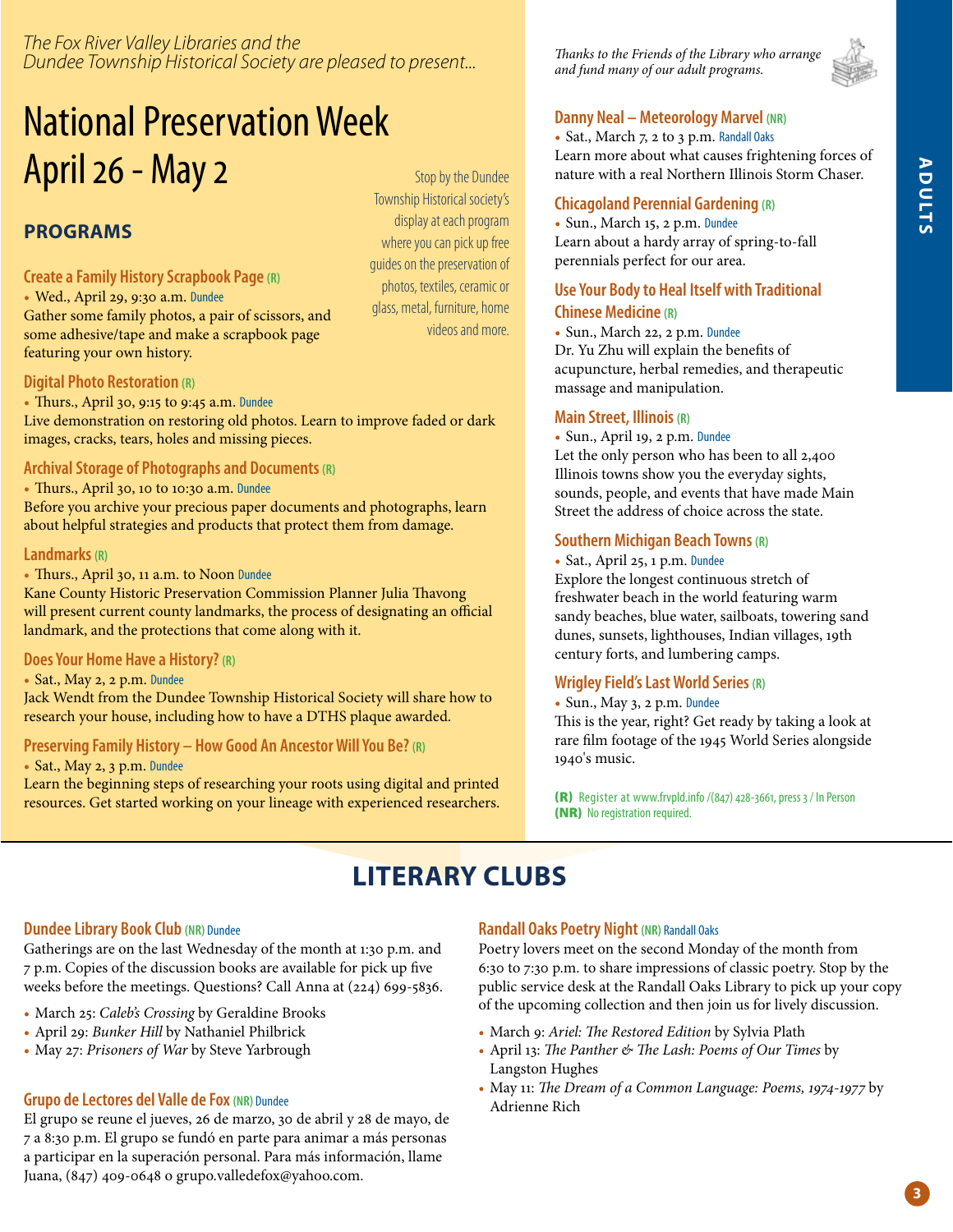*The Fox River Valley Libraries and the Dundee Township Historical Society are pleased to present...*

# National Preservation Week April 26 - May 2

Stop by the Dundee Township Historical society's display at each program where you can pick up free guides on the preservation of photos, textiles, ceramic or glass, metal, furniture, home videos and more.

## PROGRAMS

### Create a Family History Scrapbook Page (R)

- Wed., April 29, 9:30 a.m. Dundee

Gather some family photos, a pair of scissors, and some adhesive/tape and make a scrapbook page featuring your own history.

### Digital Photo Restoration (R)

- Thurs., April 30, 9:15 to 9:45 a.m. Dundee

Live demonstration on restoring old photos. Learn to improve faded or dark images, cracks, tears, holes and missing pieces.

### Archival Storage of Photographs and Documents (R)

- Thurs., April 30, 10 to 10:30 a.m. Dundee

Before you archive your precious paper documents and photographs, learn about helpful strategies and products that protect them from damage.

### Landmarks (R)

- Thurs., April 30, 11 a.m. to Noon Dundee

Kane County Historic Preservation Commission Planner Julia Thavong will present current county landmarks, the process of designating an official landmark, and the protections that come along with it.

### Does Your Home Have a History? (R)

- Sat., May 2, 2 p.m. Dundee

Jack Wendt from the Dundee Township Historical Society will share how to research your house, including how to have a DTHS plaque awarded.

### Preserving Family History – How Good An Ancestor Will You Be? (R)

- Sat., May 2, 3 p.m. Dundee

Learn the beginning steps of researching your roots using digital and printed resources. Get started working on your lineage with experienced researchers.

*Thanks to the Friends of the Library who arrange and fund many of our adult programs.*

### Danny Neal – Meteorology Marvel (NR)

- Sat., March 7, 2 to 3 p.m. Randall Oaks

Learn more about what causes frightening forces of nature with a real Northern Illinois Storm Chaser.

### Chicagoland Perennial Gardening (R)

- Sun., March 15, 2 p.m. Dundee

Learn about a hardy array of spring-to-fall perennials perfect for our area.

### Use Your Body to Heal Itself with Traditional Chinese Medicine (R)

- Sun., March 22, 2 p.m. Dundee

Dr. Yu Zhu will explain the benefits of acupuncture, herbal remedies, and therapeutic massage and manipulation.

### Main Street, Illinois (R)

- Sun., April 19, 2 p.m. Dundee

Let the only person who has been to all 2,400 Illinois towns show you the everyday sights, sounds, people, and events that have made Main Street the address of choice across the state.

### Southern Michigan Beach Towns (R)

- Sat., April 25, 1 p.m. Dundee

Explore the longest continuous stretch of freshwater beach in the world featuring warm sandy beaches, blue water, sailboats, towering sand dunes, sunsets, lighthouses, Indian villages, 19th century forts, and lumbering camps.

### Wrigley Field's Last World Series (R)

- Sun., May 3, 2 p.m. Dundee

This is the year, right? Get ready by taking a look at rare film footage of the 1945 World Series alongside 1940's music.

**(R)** Register at www.frvpld.info /(847) 428-3661, press 3 / In Person
**(NR)** No registration required.

## LITERARY CLUBS

### Dundee Library Book Club (NR) Dundee

Gatherings are on the last Wednesday of the month at 1:30 p.m. and 7 p.m. Copies of the discussion books are available for pick up five weeks before the meetings. Questions? Call Anna at (224) 699-5836.

- March 25: *Caleb's Crossing* by Geraldine Brooks
- April 29: *Bunker Hill* by Nathaniel Philbrick
- May 27: *Prisoners of War* by Steve Yarbrough

### Grupo de Lectores del Valle de Fox (NR) Dundee

El grupo se reune el jueves, 26 de marzo, 30 de abril y 28 de mayo, de 7 a 8:30 p.m. El grupo se fundó en parte para animar a más personas a participar en la superación personal. Para más información, llame Juana, (847) 409-0648 o grupo.valledefox@yahoo.com.

### Randall Oaks Poetry Night (NR) Randall Oaks

Poetry lovers meet on the second Monday of the month from 6:30 to 7:30 p.m. to share impressions of classic poetry. Stop by the public service desk at the Randall Oaks Library to pick up your copy of the upcoming collection and then join us for lively discussion.

- March 9: *Ariel: The Restored Edition* by Sylvia Plath
- April 13: *The Panther & The Lash: Poems of Our Times* by Langston Hughes
- May 11: *The Dream of a Common Language: Poems, 1974-1977* by Adrienne Rich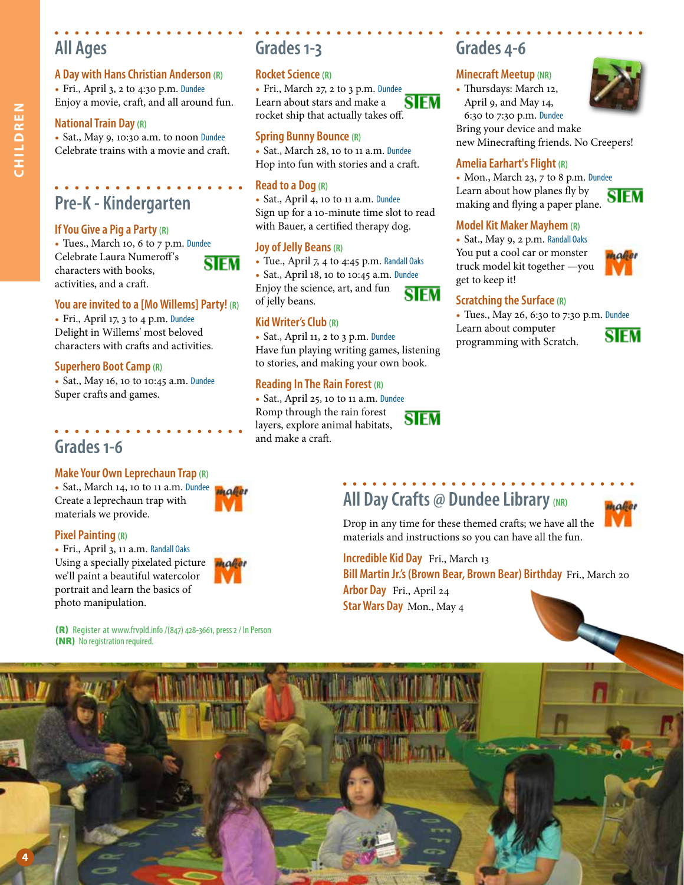## All Ages

### A Day with Hans Christian Anderson (R)

- Fri., April 3, 2 to 4:30 p.m. Dundee

Enjoy a movie, craft, and all around fun.

### National Train Day (R)

- Sat., May 9, 10:30 a.m. to noon Dundee

Celebrate trains with a movie and craft.

## Pre-K - Kindergarten

### If You Give a Pig a Party (R)

- Tues., March 10, 6 to 7 p.m. Dundee

Celebrate Laura Numeroff's characters with books, activities, and a craft.

STEM

### You are invited to a [Mo Willems] Party! (R)

- Fri., April 17, 3 to 4 p.m. Dundee

Delight in Willems' most beloved characters with crafts and activities.

### Superhero Boot Camp (R)

- Sat., May 16, 10 to 10:45 a.m. Dundee

Super crafts and games.

## Grades 1-6

### Make Your Own Leprechaun Trap (R)

- Sat., March 14, 10 to 11 a.m. Dundee

Create a leprechaun trap with materials we provide.

maker

### Pixel Painting (R)

- Fri., April 3, 11 a.m. Randall Oaks

Using a specially pixelated picture we'll paint a beautiful watercolor portrait and learn the basics of photo manipulation.

maker

## Grades 1-3

### Rocket Science (R)

- Fri., March 27, 2 to 3 p.m. Dundee

Learn about stars and make a rocket ship that actually takes off.

STEM

### Spring Bunny Bounce (R)

- Sat., March 28, 10 to 11 a.m. Dundee

Hop into fun with stories and a craft.

### Read to a Dog (R)

- Sat., April 4, 10 to 11 a.m. Dundee

Sign up for a 10-minute time slot to read with Bauer, a certified therapy dog.

### Joy of Jelly Beans (R)

- Tue., April 7, 4 to 4:45 p.m. Randall Oaks
- Sat., April 18, 10 to 10:45 a.m. Dundee

Enjoy the science, art, and fun of jelly beans.

STEM

### Kid Writer's Club (R)

- Sat., April 11, 2 to 3 p.m. Dundee

Have fun playing writing games, listening to stories, and making your own book.

### Reading In The Rain Forest (R)

- Sat., April 25, 10 to 11 a.m. Dundee

Romp through the rain forest layers, explore animal habitats, and make a craft.

STEM

## Grades 4-6

### Minecraft Meetup (NR)

- Thursdays: March 12, April 9, and May 14, 6:30 to 7:30 p.m. Dundee

Bring your device and make new Minecrafting friends. No Creepers!

### Amelia Earhart's Flight (R)

- Mon., March 23, 7 to 8 p.m. Dundee

Learn about how planes fly by making and flying a paper plane.

STEM

### Model Kit Maker Mayhem (R)

- Sat., May 9, 2 p.m. Randall Oaks

You put a cool car or monster truck model kit together —you get to keep it!

maker

### Scratching the Surface (R)

- Tues., May 26, 6:30 to 7:30 p.m. Dundee

Learn about computer programming with Scratch.

STEM

## All Day Crafts @ Dundee Library (NR)

maker

Drop in any time for these themed crafts; we have all the materials and instructions so you can have all the fun.

**Incredible Kid Day** Fri., March 13
**Bill Martin Jr.'s (Brown Bear, Brown Bear) Birthday** Fri., March 20
**Arbor Day** Fri., April 24
**Star Wars Day** Mon., May 4

**(R)** Register at www.frvpld.info /(847) 428-3661, press 2 / In Person
**(NR)** No registration required.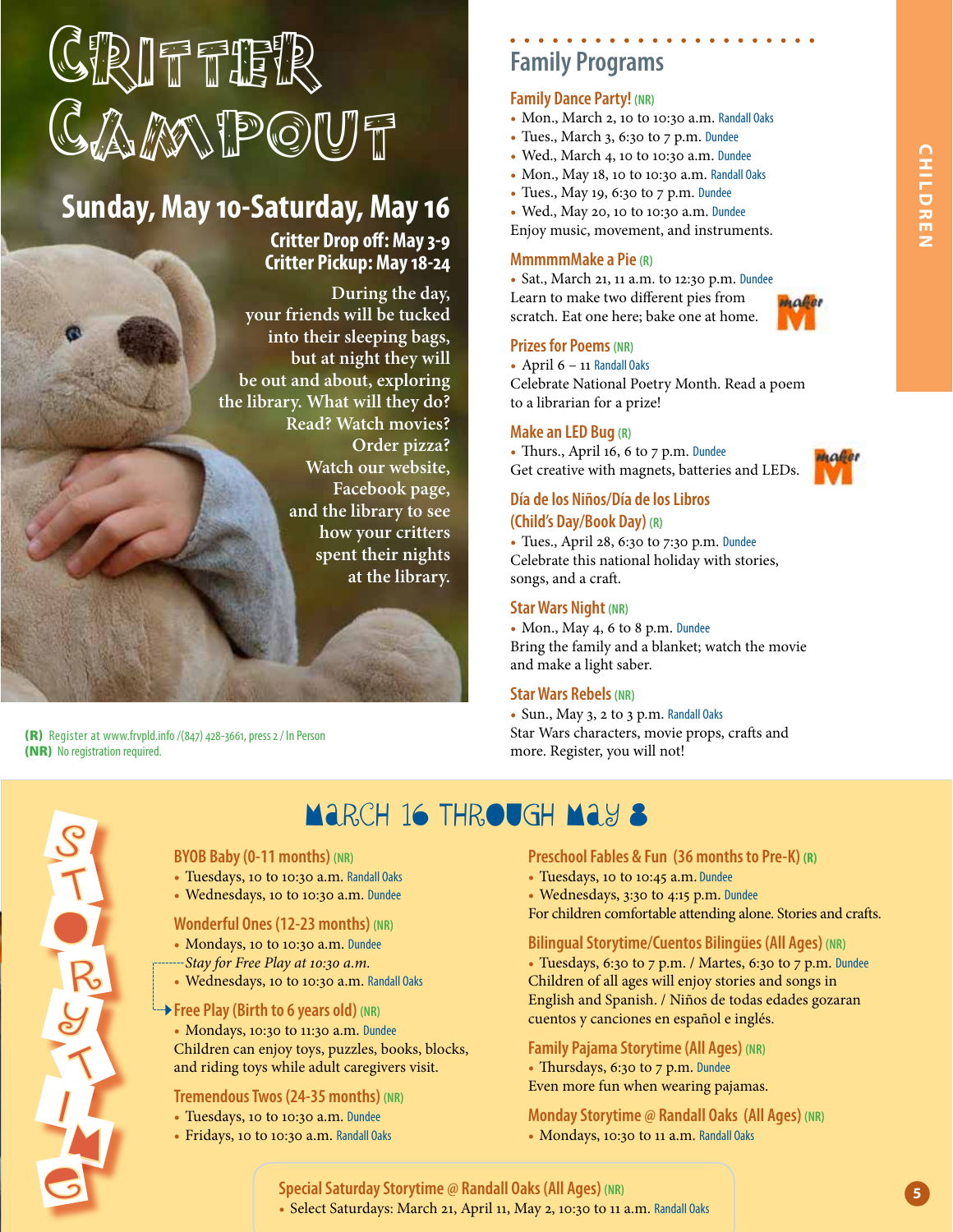# Critter Campout

## Sunday, May 10-Saturday, May 16

**Critter Drop off: May 3-9**
**Critter Pickup: May 18-24**

During the day, your friends will be tucked into their sleeping bags, but at night they will be out and about, exploring the library. What will they do? Read? Watch movies? Order pizza? Watch our website, Facebook page, and the library to see how your critters spent their nights at the library.

**(R)** Register at www.frvpld.info /(847) 428-3661, press 2 / In Person
**(NR)** No registration required.

## Family Programs

### Family Dance Party! (NR)

- Mon., March 2, 10 to 10:30 a.m. Randall Oaks
- Tues., March 3, 6:30 to 7 p.m. Dundee
- Wed., March 4, 10 to 10:30 a.m. Dundee
- Mon., May 18, 10 to 10:30 a.m. Randall Oaks
- Tues., May 19, 6:30 to 7 p.m. Dundee
- Wed., May 20, 10 to 10:30 a.m. Dundee

Enjoy music, movement, and instruments.

### MmmmmMake a Pie (R)

- Sat., March 21, 11 a.m. to 12:30 p.m. Dundee

Learn to make two different pies from scratch. Eat one here; bake one at home.

### Prizes for Poems (NR)

- April 6 – 11 Randall Oaks

Celebrate National Poetry Month. Read a poem to a librarian for a prize!

### Make an LED Bug (R)

- Thurs., April 16, 6 to 7 p.m. Dundee

Get creative with magnets, batteries and LEDs.

### Día de los Niños/Día de los Libros (Child's Day/Book Day) (R)

- Tues., April 28, 6:30 to 7:30 p.m. Dundee

Celebrate this national holiday with stories, songs, and a craft.

### Star Wars Night (NR)

- Mon., May 4, 6 to 8 p.m. Dundee

Bring the family and a blanket; watch the movie and make a light saber.

### Star Wars Rebels (NR)

- Sun., May 3, 2 to 3 p.m. Randall Oaks

Star Wars characters, movie props, crafts and more. Register, you will not!

# Storytime

## March 16 through May 8

### BYOB Baby (0-11 months) (NR)

- Tuesdays, 10 to 10:30 a.m. Randall Oaks
- Wednesdays, 10 to 10:30 a.m. Dundee

### Wonderful Ones (12-23 months) (NR)

- Mondays, 10 to 10:30 a.m. Dundee

*Stay for Free Play at 10:30 a.m.*

- Wednesdays, 10 to 10:30 a.m. Randall Oaks

### Free Play (Birth to 6 years old) (NR)

- Mondays, 10:30 to 11:30 a.m. Dundee

Children can enjoy toys, puzzles, books, blocks, and riding toys while adult caregivers visit.

### Tremendous Twos (24-35 months) (NR)

- Tuesdays, 10 to 10:30 a.m. Dundee
- Fridays, 10 to 10:30 a.m. Randall Oaks

### Preschool Fables & Fun (36 months to Pre-K) (R)

- Tuesdays, 10 to 10:45 a.m. Dundee
- Wednesdays, 3:30 to 4:15 p.m. Dundee

For children comfortable attending alone. Stories and crafts.

### Bilingual Storytime/Cuentos Bilingües (All Ages) (NR)

- Tuesdays, 6:30 to 7 p.m. / Martes, 6:30 to 7 p.m. Dundee

Children of all ages will enjoy stories and songs in English and Spanish. / Niños de todas edades gozaran cuentos y canciones en español e inglés.

### Family Pajama Storytime (All Ages) (NR)

- Thursdays, 6:30 to 7 p.m. Dundee

Even more fun when wearing pajamas.

### Monday Storytime @ Randall Oaks (All Ages) (NR)

- Mondays, 10:30 to 11 a.m. Randall Oaks

### Special Saturday Storytime @ Randall Oaks (All Ages) (NR)

- Select Saturdays: March 21, April 11, May 2, 10:30 to 11 a.m. Randall Oaks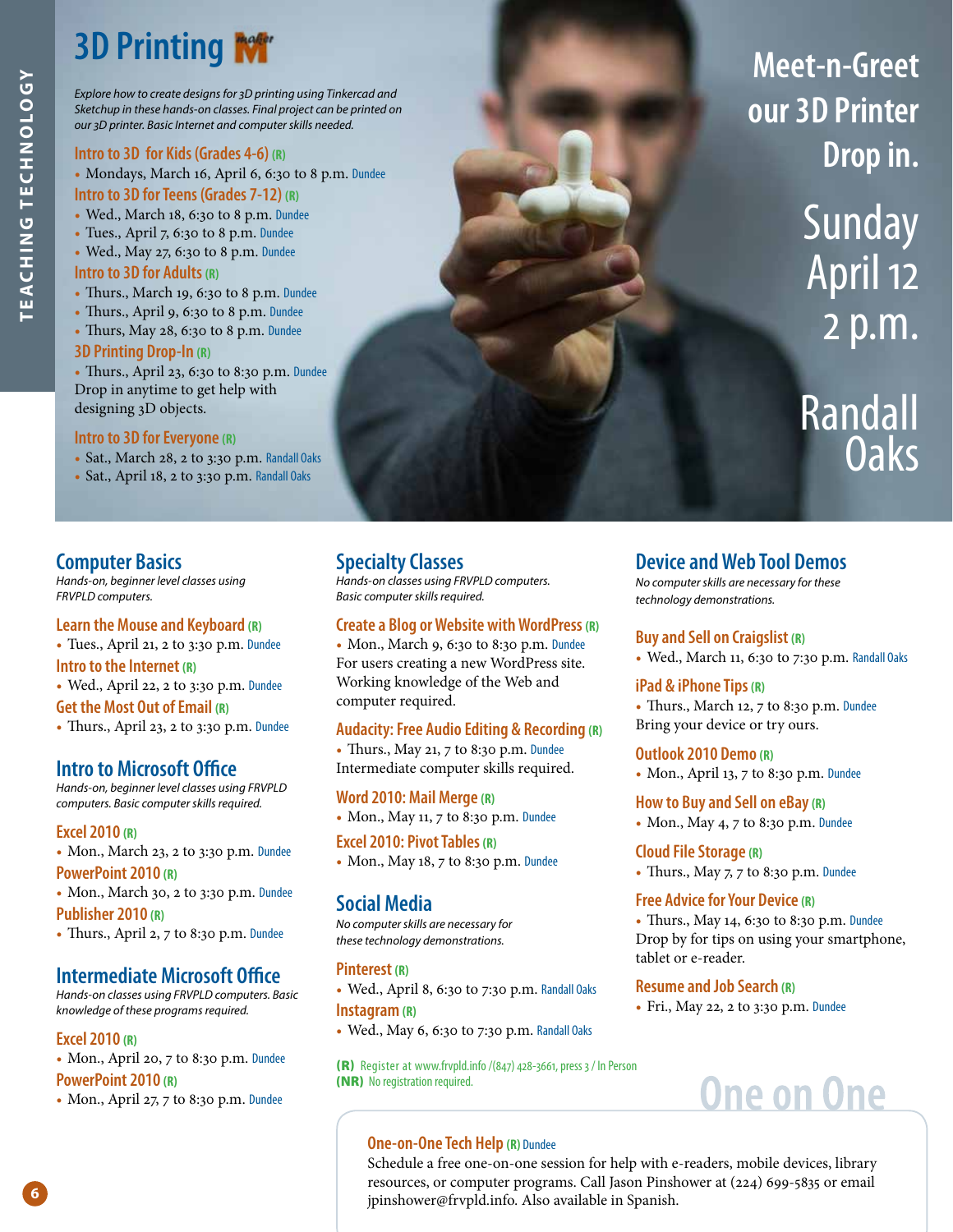# 3D Printing

*Explore how to create designs for 3D printing using Tinkercad and Sketchup in these hands-on classes. Final project can be printed on our 3D printer. Basic Internet and computer skills needed.*

### Intro to 3D for Kids (Grades 4-6) (R)

- Mondays, March 16, April 6, 6:30 to 8 p.m. Dundee

### Intro to 3D for Teens (Grades 7-12) (R)

- Wed., March 18, 6:30 to 8 p.m. Dundee
- Tues., April 7, 6:30 to 8 p.m. Dundee
- Wed., May 27, 6:30 to 8 p.m. Dundee

### Intro to 3D for Adults (R)

- Thurs., March 19, 6:30 to 8 p.m. Dundee
- Thurs., April 9, 6:30 to 8 p.m. Dundee
- Thurs, May 28, 6:30 to 8 p.m. Dundee

### 3D Printing Drop-In (R)

- Thurs., April 23, 6:30 to 8:30 p.m. Dundee

Drop in anytime to get help with designing 3D objects.

### Intro to 3D for Everyone (R)

- Sat., March 28, 2 to 3:30 p.m. Randall Oaks
- Sat., April 18, 2 to 3:30 p.m. Randall Oaks

**Meet-n-Greet our 3D Printer Drop in.**

**Sunday April 12 2 p.m.**

**Randall Oaks**

## Computer Basics

*Hands-on, beginner level classes using FRVPLD computers.*

### Learn the Mouse and Keyboard (R)

- Tues., April 21, 2 to 3:30 p.m. Dundee

### Intro to the Internet (R)

- Wed., April 22, 2 to 3:30 p.m. Dundee

### Get the Most Out of Email (R)

- Thurs., April 23, 2 to 3:30 p.m. Dundee

## Intro to Microsoft Office

*Hands-on, beginner level classes using FRVPLD computers. Basic computer skills required.*

### Excel 2010 (R)

- Mon., March 23, 2 to 3:30 p.m. Dundee

### PowerPoint 2010 (R)

- Mon., March 30, 2 to 3:30 p.m. Dundee

### Publisher 2010 (R)

- Thurs., April 2, 7 to 8:30 p.m. Dundee

## Intermediate Microsoft Office

*Hands-on classes using FRVPLD computers. Basic knowledge of these programs required.*

### Excel 2010 (R)

- Mon., April 20, 7 to 8:30 p.m. Dundee

### PowerPoint 2010 (R)

- Mon., April 27, 7 to 8:30 p.m. Dundee

## Specialty Classes

*Hands-on classes using FRVPLD computers. Basic computer skills required.*

### Create a Blog or Website with WordPress (R)

- Mon., March 9, 6:30 to 8:30 p.m. Dundee

For users creating a new WordPress site. Working knowledge of the Web and computer required.

### Audacity: Free Audio Editing & Recording (R)

- Thurs., May 21, 7 to 8:30 p.m. Dundee

Intermediate computer skills required.

### Word 2010: Mail Merge (R)

- Mon., May 11, 7 to 8:30 p.m. Dundee

### Excel 2010: Pivot Tables (R)

- Mon., May 18, 7 to 8:30 p.m. Dundee

## Social Media

*No computer skills are necessary for these technology demonstrations.*

### Pinterest (R)

- Wed., April 8, 6:30 to 7:30 p.m. Randall Oaks

### Instagram (R)

- Wed., May 6, 6:30 to 7:30 p.m. Randall Oaks

## Device and Web Tool Demos

*No computer skills are necessary for these technology demonstrations.*

### Buy and Sell on Craigslist (R)

- Wed., March 11, 6:30 to 7:30 p.m. Randall Oaks

### iPad & iPhone Tips (R)

- Thurs., March 12, 7 to 8:30 p.m. Dundee

Bring your device or try ours.

### Outlook 2010 Demo (R)

- Mon., April 13, 7 to 8:30 p.m. Dundee

### How to Buy and Sell on eBay (R)

- Mon., May 4, 7 to 8:30 p.m. Dundee

### Cloud File Storage (R)

- Thurs., May 7, 7 to 8:30 p.m. Dundee

### Free Advice for Your Device (R)

- Thurs., May 14, 6:30 to 8:30 p.m. Dundee

Drop by for tips on using your smartphone, tablet or e-reader.

### Resume and Job Search (R)

- Fri., May 22, 2 to 3:30 p.m. Dundee

**(R)** Register at www.frvpld.info /(847) 428-3661, press 3 / In Person
**(NR)** No registration required.

## One on One

### One-on-One Tech Help (R) Dundee

Schedule a free one-on-one session for help with e-readers, mobile devices, library resources, or computer programs. Call Jason Pinshower at (224) 699-5835 or email jpinshower@frvpld.info. Also available in Spanish.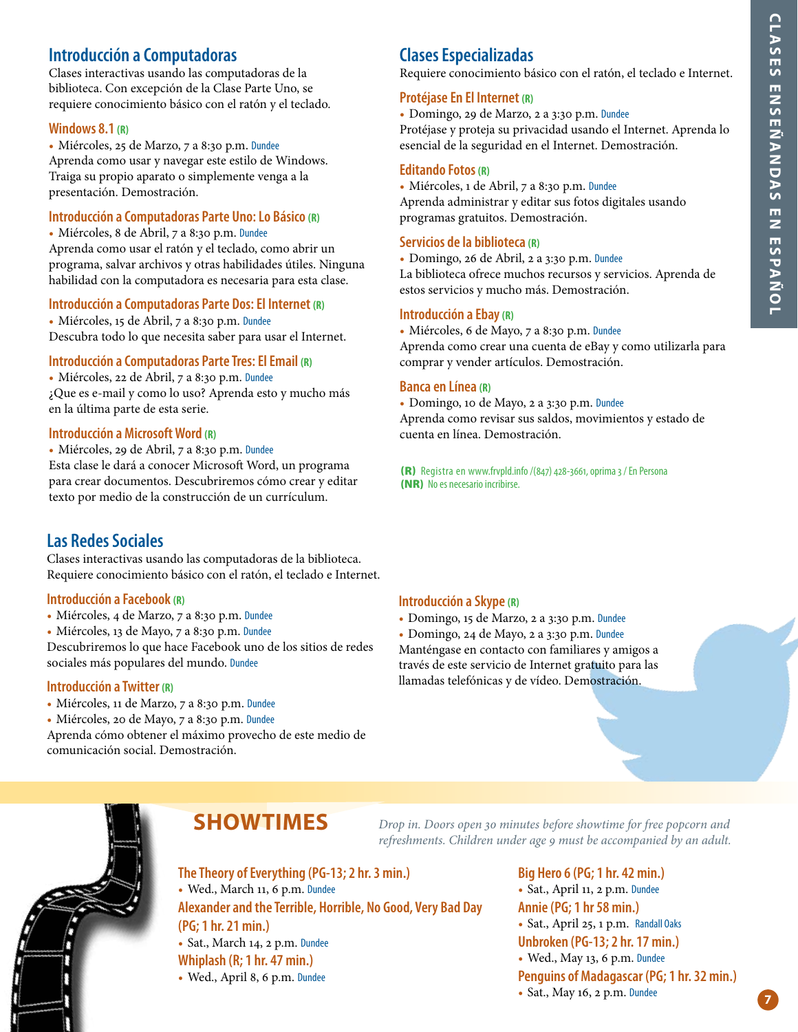## Introducción a Computadoras

Clases interactivas usando las computadoras de la biblioteca. Con excepción de la Clase Parte Uno, se requiere conocimiento básico con el ratón y el teclado.

### Windows 8.1 (R)

- Miércoles, 25 de Marzo, 7 a 8:30 p.m. Dundee

Aprenda como usar y navegar este estilo de Windows. Traiga su propio aparato o simplemente venga a la presentación. Demostración.

### Introducción a Computadoras Parte Uno: Lo Básico (R)

- Miércoles, 8 de Abril, 7 a 8:30 p.m. Dundee

Aprenda como usar el ratón y el teclado, como abrir un programa, salvar archivos y otras habilidades útiles. Ninguna habilidad con la computadora es necesaria para esta clase.

### Introducción a Computadoras Parte Dos: El Internet (R)

- Miércoles, 15 de Abril, 7 a 8:30 p.m. Dundee

Descubra todo lo que necesita saber para usar el Internet.

### Introducción a Computadoras Parte Tres: El Email (R)

- Miércoles, 22 de Abril, 7 a 8:30 p.m. Dundee

¿Que es e-mail y como lo uso? Aprenda esto y mucho más en la última parte de esta serie.

### Introducción a Microsoft Word (R)

- Miércoles, 29 de Abril, 7 a 8:30 p.m. Dundee

Esta clase le dará a conocer Microsoft Word, un programa para crear documentos. Descubriremos cómo crear y editar texto por medio de la construcción de un currículum.

## Clases Especializadas

Requiere conocimiento básico con el ratón, el teclado e Internet.

### Protéjase En El Internet (R)

- Domingo, 29 de Marzo, 2 a 3:30 p.m. Dundee

Protéjase y proteja su privacidad usando el Internet. Aprenda lo esencial de la seguridad en el Internet. Demostración.

### Editando Fotos (R)

- Miércoles, 1 de Abril, 7 a 8:30 p.m. Dundee

Aprenda administrar y editar sus fotos digitales usando programas gratuitos. Demostración.

### Servicios de la biblioteca (R)

- Domingo, 26 de Abril, 2 a 3:30 p.m. Dundee

La biblioteca ofrece muchos recursos y servicios. Aprenda de estos servicios y mucho más. Demostración.

### Introducción a Ebay (R)

- Miércoles, 6 de Mayo, 7 a 8:30 p.m. Dundee

Aprenda como crear una cuenta de eBay y como utilizarla para comprar y vender artículos. Demostración.

### Banca en Línea (R)

- Domingo, 10 de Mayo, 2 a 3:30 p.m. Dundee

Aprenda como revisar sus saldos, movimientos y estado de cuenta en línea. Demostración.

**(R)** Registra en www.frvpld.info /(847) 428-3661, oprima 3 / En Persona
**(NR)** No es necesario incribirse.

## Las Redes Sociales

Clases interactivas usando las computadoras de la biblioteca. Requiere conocimiento básico con el ratón, el teclado e Internet.

### Introducción a Facebook (R)

- Miércoles, 4 de Marzo, 7 a 8:30 p.m. Dundee
- Miércoles, 13 de Mayo, 7 a 8:30 p.m. Dundee

Descubriremos lo que hace Facebook uno de los sitios de redes sociales más populares del mundo. Dundee

### Introducción a Twitter (R)

- Miércoles, 11 de Marzo, 7 a 8:30 p.m. Dundee
- Miércoles, 20 de Mayo, 7 a 8:30 p.m. Dundee

Aprenda cómo obtener el máximo provecho de este medio de comunicación social. Demostración.

### Introducción a Skype (R)

- Domingo, 15 de Marzo, 2 a 3:30 p.m. Dundee
- Domingo, 24 de Mayo, 2 a 3:30 p.m. Dundee

Manténgase en contacto con familiares y amigos a través de este servicio de Internet gratuito para las llamadas telefónicas y de vídeo. Demostración.

## SHOWTIMES

*Drop in. Doors open 30 minutes before showtime for free popcorn and refreshments. Children under age 9 must be accompanied by an adult.*

### The Theory of Everything (PG-13; 2 hr. 3 min.)

- Wed., March 11, 6 p.m. Dundee

### Alexander and the Terrible, Horrible, No Good, Very Bad Day (PG; 1 hr. 21 min.)

- Sat., March 14, 2 p.m. Dundee

### Whiplash (R; 1 hr. 47 min.)

- Wed., April 8, 6 p.m. Dundee

### Big Hero 6 (PG; 1 hr. 42 min.)

- Sat., April 11, 2 p.m. Dundee

### Annie (PG; 1 hr 58 min.)

- Sat., April 25, 1 p.m. Randall Oaks

### Unbroken (PG-13; 2 hr. 17 min.)

- Wed., May 13, 6 p.m. Dundee

### Penguins of Madagascar (PG; 1 hr. 32 min.)

- Sat., May 16, 2 p.m. Dundee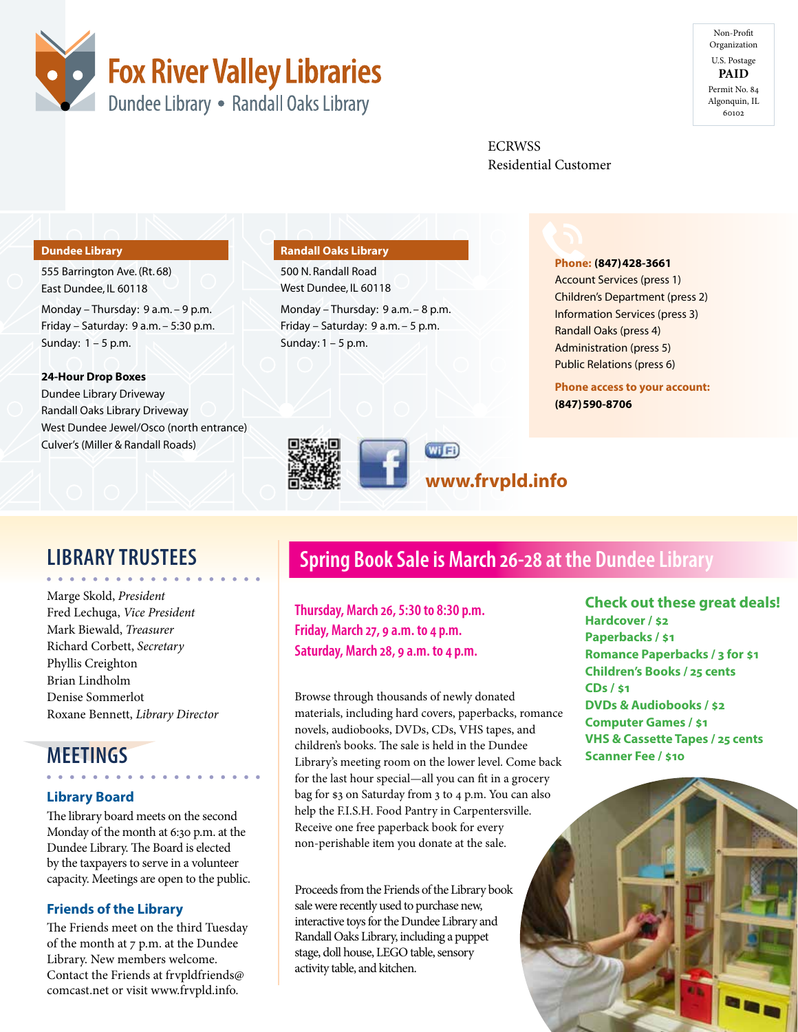# Fox River Valley Libraries

Dundee Library • Randall Oaks Library

Non-Profit Organization
U.S. Postage
**PAID**
Permit No. 84
Algonquin, IL
60102

ECRWSS
Residential Customer

**Dundee Library**

555 Barrington Ave. (Rt. 68)
East Dundee, IL 60118

Monday – Thursday: 9 a.m. – 9 p.m.
Friday – Saturday: 9 a.m. – 5:30 p.m.
Sunday: 1 – 5 p.m.

**24-Hour Drop Boxes**
Dundee Library Driveway
Randall Oaks Library Driveway
West Dundee Jewel/Osco (north entrance)
Culver's (Miller & Randall Roads)

**Randall Oaks Library**

500 N. Randall Road
West Dundee, IL 60118

Monday – Thursday: 9 a.m. – 8 p.m.
Friday – Saturday: 9 a.m. – 5 p.m.
Sunday: 1 – 5 p.m.

**Phone: (847) 428-3661**
Account Services (press 1)
Children's Department (press 2)
Information Services (press 3)
Randall Oaks (press 4)
Administration (press 5)
Public Relations (press 6)

**Phone access to your account:**
**(847) 590-8706**

**www.frvpld.info**

## LIBRARY TRUSTEES

Marge Skold, *President*
Fred Lechuga, *Vice President*
Mark Biewald, *Treasurer*
Richard Corbett, *Secretary*
Phyllis Creighton
Brian Lindholm
Denise Sommerlot
Roxane Bennett, *Library Director*

## MEETINGS

### Library Board

The library board meets on the second Monday of the month at 6:30 p.m. at the Dundee Library. The Board is elected by the taxpayers to serve in a volunteer capacity. Meetings are open to the public.

### Friends of the Library

The Friends meet on the third Tuesday of the month at 7 p.m. at the Dundee Library. New members welcome. Contact the Friends at frvpldfriends@comcast.net or visit www.frvpld.info.

## Spring Book Sale is March 26-28 at the Dundee Library

**Thursday, March 26, 5:30 to 8:30 p.m.**
**Friday, March 27, 9 a.m. to 4 p.m.**
**Saturday, March 28, 9 a.m. to 4 p.m.**

Browse through thousands of newly donated materials, including hard covers, paperbacks, romance novels, audiobooks, DVDs, CDs, VHS tapes, and children's books. The sale is held in the Dundee Library's meeting room on the lower level. Come back for the last hour special—all you can fit in a grocery bag for $3 on Saturday from 3 to 4 p.m. You can also help the F.I.S.H. Food Pantry in Carpentersville. Receive one free paperback book for every non-perishable item you donate at the sale.

Proceeds from the Friends of the Library book sale were recently used to purchase new, interactive toys for the Dundee Library and Randall Oaks Library, including a puppet stage, doll house, LEGO table, sensory activity table, and kitchen.

**Check out these great deals!**

**Hardcover / $2**
**Paperbacks / $1**
**Romance Paperbacks / 3 for $1**
**Children's Books / 25 cents**
**CDs / $1**
**DVDs & Audiobooks / $2**
**Computer Games / $1**
**VHS & Cassette Tapes / 25 cents**
**Scanner Fee / $10**